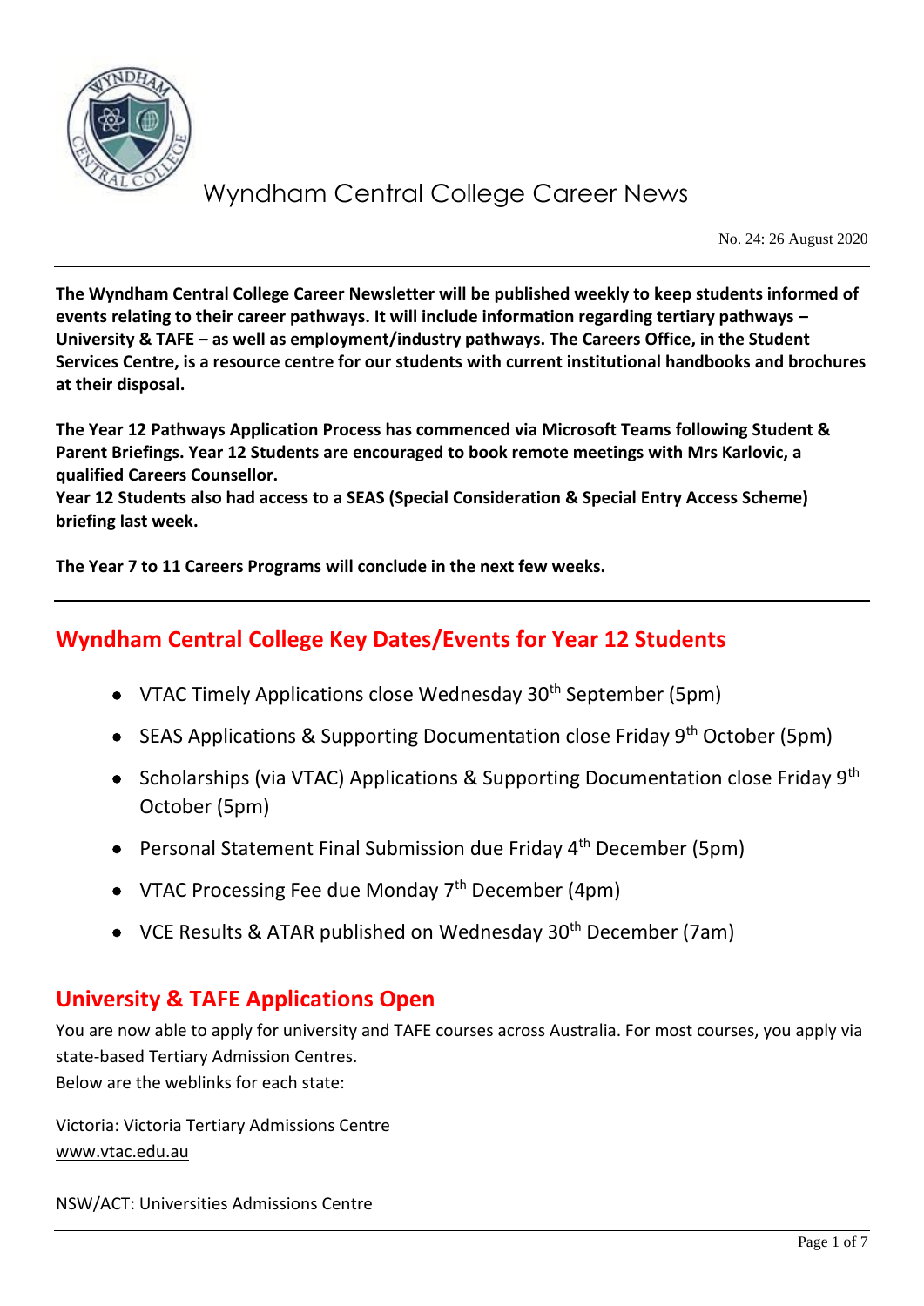# Wyndham Central College Career News

No. 24: 26 August 2020

**The Wyndham Central College Career Newsletter will be published weekly to keep students informed of events relating to their career pathways. It will include information regarding tertiary pathways – University & TAFE – as well as employment/industry pathways. The Careers Office, in the Student Services Centre, is a resource centre for our students with current institutional handbooks and brochures at their disposal.**

**The Year 12 Pathways Application Process has commenced via Microsoft Teams following Student & Parent Briefings. Year 12 Students are encouraged to book remote meetings with Mrs Karlovic, a qualified Careers Counsellor.**
**Year 12 Students also had access to a SEAS (Special Consideration & Special Entry Access Scheme) briefing last week.**

**The Year 7 to 11 Careers Programs will conclude in the next few weeks.**

## Wyndham Central College Key Dates/Events for Year 12 Students

- VTAC Timely Applications close Wednesday 30th September (5pm)
- SEAS Applications & Supporting Documentation close Friday 9th October (5pm)
- Scholarships (via VTAC) Applications & Supporting Documentation close Friday 9th October (5pm)
- Personal Statement Final Submission due Friday 4th December (5pm)
- VTAC Processing Fee due Monday 7th December (4pm)
- VCE Results & ATAR published on Wednesday 30th December (7am)

## University & TAFE Applications Open

You are now able to apply for university and TAFE courses across Australia. For most courses, you apply via state-based Tertiary Admission Centres.
Below are the weblinks for each state:

Victoria: Victoria Tertiary Admissions Centre
www.vtac.edu.au

NSW/ACT: Universities Admissions Centre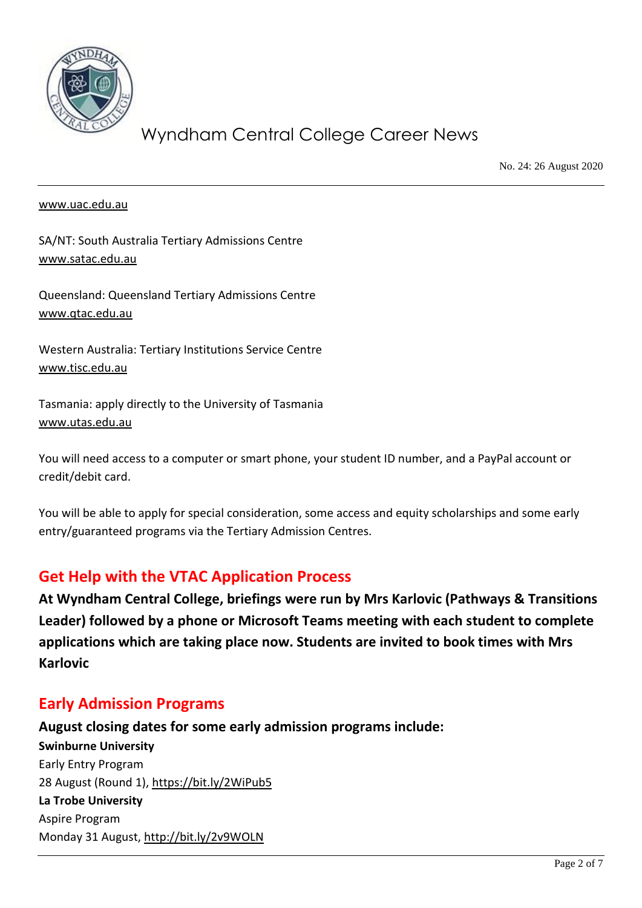www.uac.edu.au

SA/NT: South Australia Tertiary Admissions Centre
www.satac.edu.au

Queensland: Queensland Tertiary Admissions Centre
www.qtac.edu.au

Western Australia: Tertiary Institutions Service Centre
www.tisc.edu.au

Tasmania: apply directly to the University of Tasmania
www.utas.edu.au

You will need access to a computer or smart phone, your student ID number, and a PayPal account or credit/debit card.

You will be able to apply for special consideration, some access and equity scholarships and some early entry/guaranteed programs via the Tertiary Admission Centres.

## Get Help with the VTAC Application Process

**At Wyndham Central College, briefings were run by Mrs Karlovic (Pathways & Transitions Leader) followed by a phone or Microsoft Teams meeting with each student to complete applications which are taking place now. Students are invited to book times with Mrs Karlovic**

## Early Admission Programs

**August closing dates for some early admission programs include:**

**Swinburne University**
Early Entry Program
28 August (Round 1), https://bit.ly/2WiPub5

**La Trobe University**
Aspire Program
Monday 31 August, http://bit.ly/2v9WOLN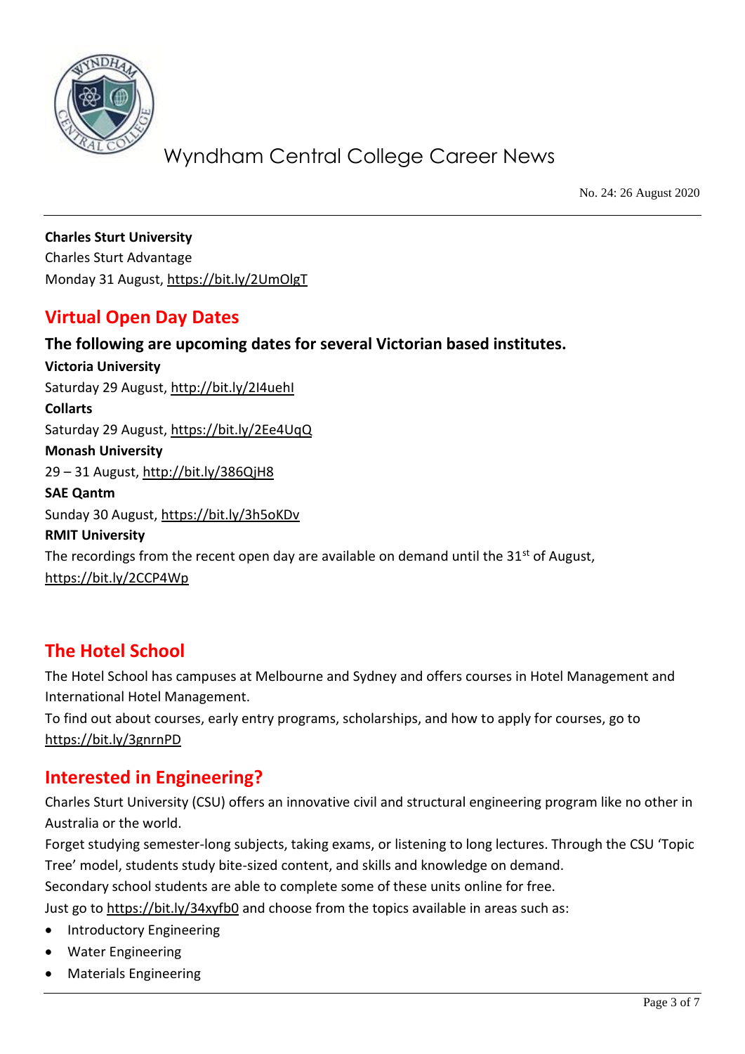**Charles Sturt University**
Charles Sturt Advantage
Monday 31 August, https://bit.ly/2UmOlgT

## Virtual Open Day Dates

### The following are upcoming dates for several Victorian based institutes.

**Victoria University**
Saturday 29 August, http://bit.ly/2I4uehI
**Collarts**
Saturday 29 August, https://bit.ly/2Ee4UqQ
**Monash University**
29 – 31 August, http://bit.ly/386QjH8
**SAE Qantm**
Sunday 30 August, https://bit.ly/3h5oKDv
**RMIT University**
The recordings from the recent open day are available on demand until the 31st of August, https://bit.ly/2CCP4Wp

## The Hotel School

The Hotel School has campuses at Melbourne and Sydney and offers courses in Hotel Management and International Hotel Management.
To find out about courses, early entry programs, scholarships, and how to apply for courses, go to https://bit.ly/3gnrnPD

## Interested in Engineering?

Charles Sturt University (CSU) offers an innovative civil and structural engineering program like no other in Australia or the world.
Forget studying semester-long subjects, taking exams, or listening to long lectures. Through the CSU 'Topic Tree' model, students study bite-sized content, and skills and knowledge on demand.
Secondary school students are able to complete some of these units online for free.
Just go to https://bit.ly/34xyfb0 and choose from the topics available in areas such as:

- Introductory Engineering
- Water Engineering
- Materials Engineering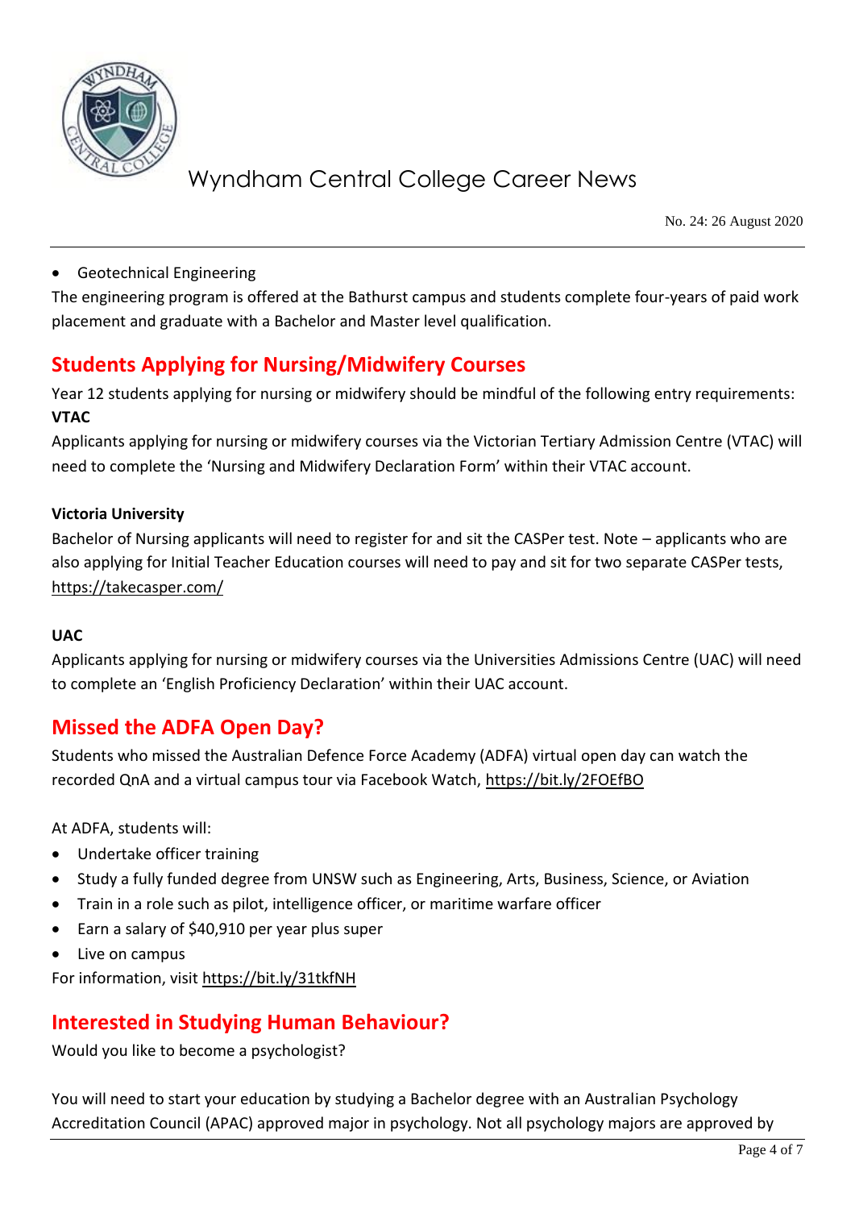- Geotechnical Engineering

The engineering program is offered at the Bathurst campus and students complete four-years of paid work placement and graduate with a Bachelor and Master level qualification.

## Students Applying for Nursing/Midwifery Courses

Year 12 students applying for nursing or midwifery should be mindful of the following entry requirements:

**VTAC**

Applicants applying for nursing or midwifery courses via the Victorian Tertiary Admission Centre (VTAC) will need to complete the 'Nursing and Midwifery Declaration Form' within their VTAC account.

**Victoria University**

Bachelor of Nursing applicants will need to register for and sit the CASPer test. Note – applicants who are also applying for Initial Teacher Education courses will need to pay and sit for two separate CASPer tests, https://takecasper.com/

**UAC**

Applicants applying for nursing or midwifery courses via the Universities Admissions Centre (UAC) will need to complete an 'English Proficiency Declaration' within their UAC account.

## Missed the ADFA Open Day?

Students who missed the Australian Defence Force Academy (ADFA) virtual open day can watch the recorded QnA and a virtual campus tour via Facebook Watch, https://bit.ly/2FOEfBO

At ADFA, students will:

- Undertake officer training
- Study a fully funded degree from UNSW such as Engineering, Arts, Business, Science, or Aviation
- Train in a role such as pilot, intelligence officer, or maritime warfare officer
- Earn a salary of $40,910 per year plus super
- Live on campus

For information, visit https://bit.ly/31tkfNH

## Interested in Studying Human Behaviour?

Would you like to become a psychologist?

You will need to start your education by studying a Bachelor degree with an Australian Psychology Accreditation Council (APAC) approved major in psychology. Not all psychology majors are approved by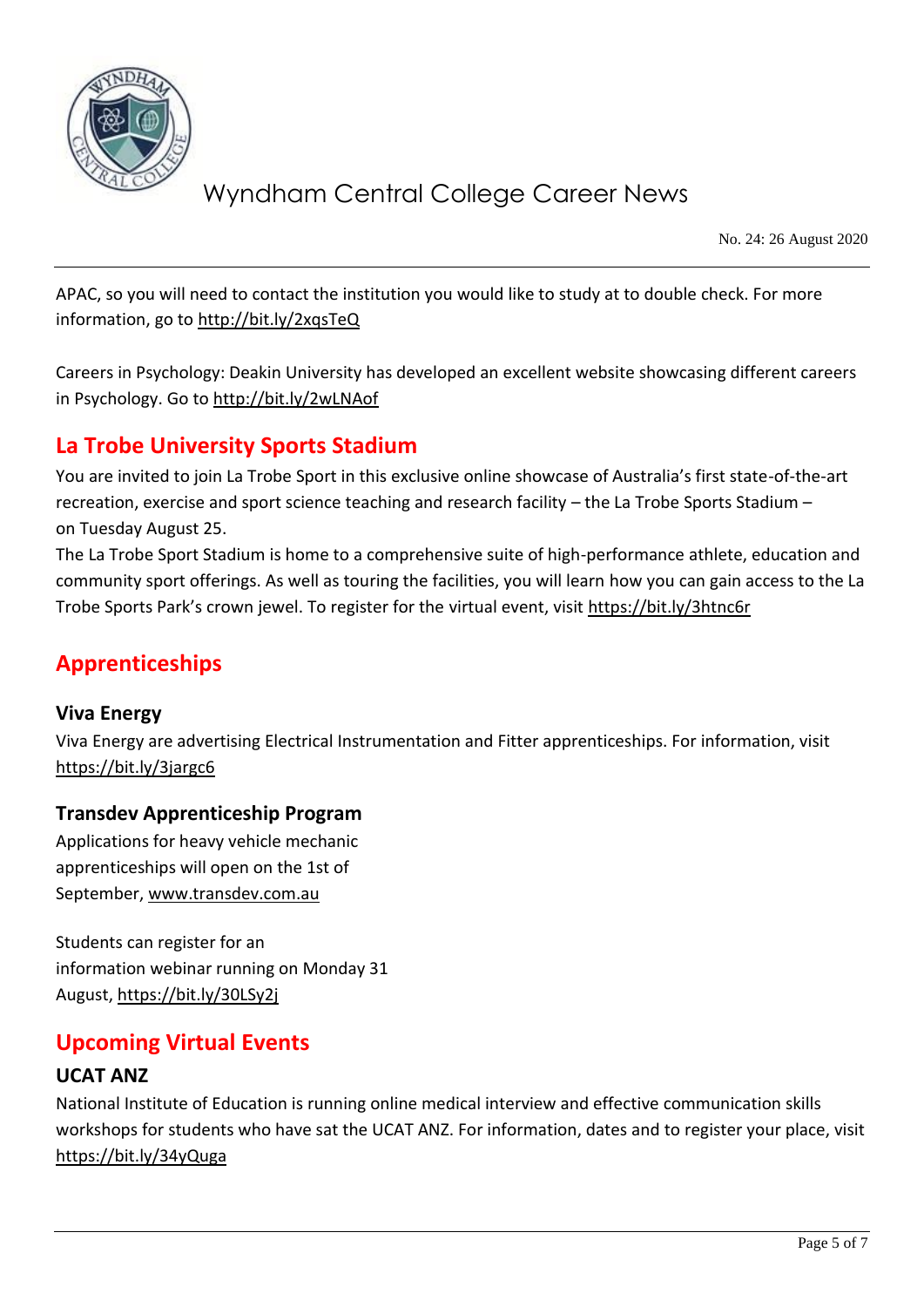APAC, so you will need to contact the institution you would like to study at to double check. For more information, go to http://bit.ly/2xqsTeQ

Careers in Psychology: Deakin University has developed an excellent website showcasing different careers in Psychology. Go to http://bit.ly/2wLNAof

## La Trobe University Sports Stadium

You are invited to join La Trobe Sport in this exclusive online showcase of Australia's first state-of-the-art recreation, exercise and sport science teaching and research facility – the La Trobe Sports Stadium – on Tuesday August 25.

The La Trobe Sport Stadium is home to a comprehensive suite of high-performance athlete, education and community sport offerings. As well as touring the facilities, you will learn how you can gain access to the La Trobe Sports Park's crown jewel. To register for the virtual event, visit https://bit.ly/3htnc6r

## Apprenticeships

### Viva Energy

Viva Energy are advertising Electrical Instrumentation and Fitter apprenticeships. For information, visit https://bit.ly/3jargc6

### Transdev Apprenticeship Program

Applications for heavy vehicle mechanic apprenticeships will open on the 1st of September, www.transdev.com.au

Students can register for an information webinar running on Monday 31 August, https://bit.ly/30LSy2j

## Upcoming Virtual Events

### UCAT ANZ

National Institute of Education is running online medical interview and effective communication skills workshops for students who have sat the UCAT ANZ. For information, dates and to register your place, visit https://bit.ly/34yQuga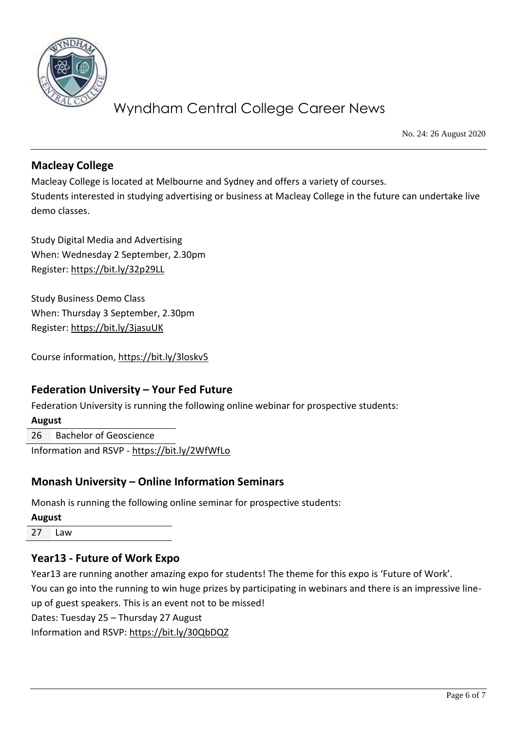## Macleay College

Macleay College is located at Melbourne and Sydney and offers a variety of courses.
Students interested in studying advertising or business at Macleay College in the future can undertake live demo classes.

Study Digital Media and Advertising
When: Wednesday 2 September, 2.30pm
Register: https://bit.ly/32p29LL

Study Business Demo Class
When: Thursday 3 September, 2.30pm
Register: https://bit.ly/3jasuUK

Course information, https://bit.ly/3loskv5

## Federation University – Your Fed Future

Federation University is running the following online webinar for prospective students:

| **August** | |
|---|---|
| 26 | Bachelor of Geoscience |

Information and RSVP - https://bit.ly/2WfWfLo

## Monash University – Online Information Seminars

Monash is running the following online seminar for prospective students:

| **August** | |
|---|---|
| 27 | Law |

## Year13 - Future of Work Expo

Year13 are running another amazing expo for students! The theme for this expo is 'Future of Work'.
You can go into the running to win huge prizes by participating in webinars and there is an impressive line-up of guest speakers. This is an event not to be missed!
Dates: Tuesday 25 – Thursday 27 August
Information and RSVP: https://bit.ly/30QbDQZ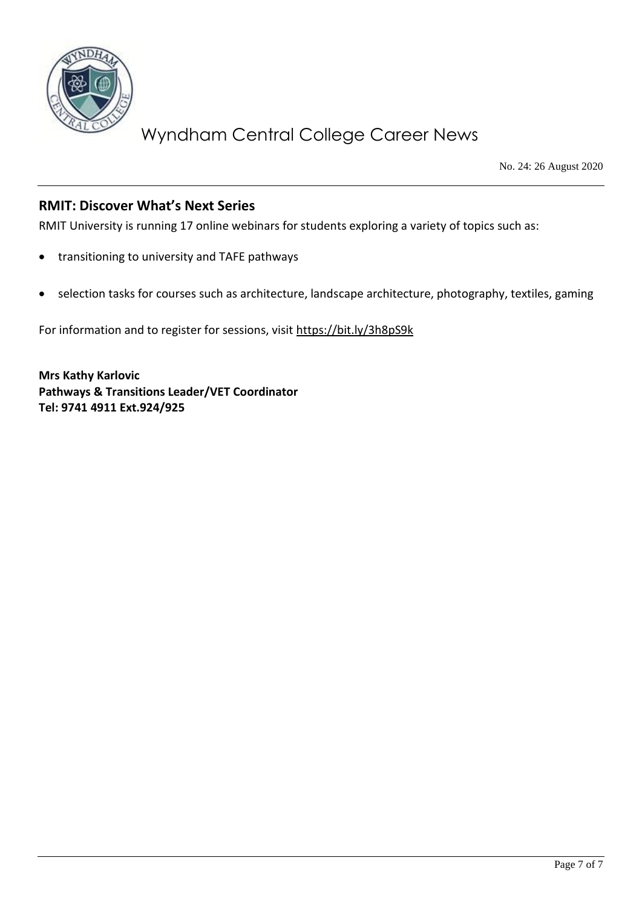## RMIT: Discover What's Next Series

RMIT University is running 17 online webinars for students exploring a variety of topics such as:

- transitioning to university and TAFE pathways
- selection tasks for courses such as architecture, landscape architecture, photography, textiles, gaming

For information and to register for sessions, visit https://bit.ly/3h8pS9k

**Mrs Kathy Karlovic**
**Pathways & Transitions Leader/VET Coordinator**
**Tel: 9741 4911 Ext.924/925**